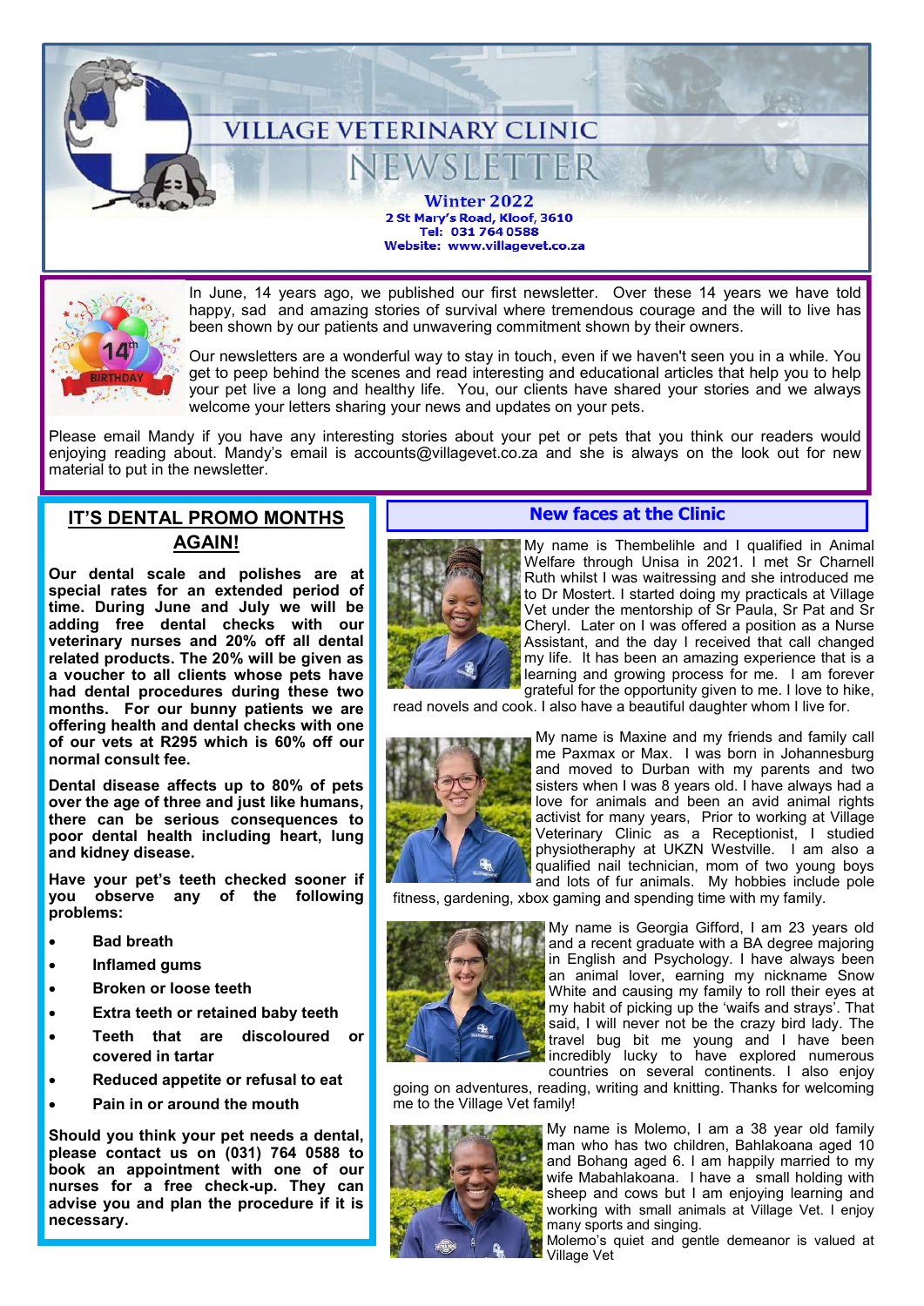# VILLAGE VETERINARY CLINIC NEWSLETTER

**Winter 2022**

**2 St Mary's Road, Kloof, 3610**
**Tel: 031 764 0588**
**Website: www.villagevet.co.za**

In June, 14 years ago, we published our first newsletter. Over these 14 years we have told happy, sad and amazing stories of survival where tremendous courage and the will to live has been shown by our patients and unwavering commitment shown by their owners.

Our newsletters are a wonderful way to stay in touch, even if we haven't seen you in a while. You get to peep behind the scenes and read interesting and educational articles that help you to help your pet live a long and healthy life. You, our clients have shared your stories and we always welcome your letters sharing your news and updates on your pets.

Please email Mandy if you have any interesting stories about your pet or pets that you think our readers would enjoying reading about. Mandy's email is accounts@villagevet.co.za and she is always on the look out for new material to put in the newsletter.

## IT'S DENTAL PROMO MONTHS AGAIN!

**Our dental scale and polishes are at special rates for an extended period of time. During June and July we will be adding free dental checks with our veterinary nurses and 20% off all dental related products. The 20% will be given as a voucher to all clients whose pets have had dental procedures during these two months. For our bunny patients we are offering health and dental checks with one of our vets at R295 which is 60% off our normal consult fee.**

**Dental disease affects up to 80% of pets over the age of three and just like humans, there can be serious consequences to poor dental health including heart, lung and kidney disease.**

**Have your pet's teeth checked sooner if you observe any of the following problems:**

- **Bad breath**
- **Inflamed gums**
- **Broken or loose teeth**
- **Extra teeth or retained baby teeth**
- **Teeth that are discoloured or covered in tartar**
- **Reduced appetite or refusal to eat**
- **Pain in or around the mouth**

**Should you think your pet needs a dental, please contact us on (031) 764 0588 to book an appointment with one of our nurses for a free check-up. They can advise you and plan the procedure if it is necessary.**

## New faces at the Clinic

My name is Thembelihle and I qualified in Animal Welfare through Unisa in 2021. I met Sr Charnell Ruth whilst I was waitressing and she introduced me to Dr Mostert. I started doing my practicals at Village Vet under the mentorship of Sr Paula, Sr Pat and Sr Cheryl. Later on I was offered a position as a Nurse Assistant, and the day I received that call changed my life. It has been an amazing experience that is a learning and growing process for me. I am forever grateful for the opportunity given to me. I love to hike, read novels and cook. I also have a beautiful daughter whom I live for.

My name is Maxine and my friends and family call me Paxmax or Max. I was born in Johannesburg and moved to Durban with my parents and two sisters when I was 8 years old. I have always had a love for animals and been an avid animal rights activist for many years, Prior to working at Village Veterinary Clinic as a Receptionist, I studied physiotheraphy at UKZN Westville. I am also a qualified nail technician, mom of two young boys and lots of fur animals. My hobbies include pole fitness, gardening, xbox gaming and spending time with my family.

My name is Georgia Gifford, I am 23 years old and a recent graduate with a BA degree majoring in English and Psychology. I have always been an animal lover, earning my nickname Snow White and causing my family to roll their eyes at my habit of picking up the 'waifs and strays'. That said, I will never not be the crazy bird lady. The travel bug bit me young and I have been incredibly lucky to have explored numerous countries on several continents. I also enjoy going on adventures, reading, writing and knitting. Thanks for welcoming me to the Village Vet family!

My name is Molemo, I am a 38 year old family man who has two children, Bahlakoana aged 10 and Bohang aged 6. I am happily married to my wife Mabahlakoana. I have a small holding with sheep and cows but I am enjoying learning and working with small animals at Village Vet. I enjoy many sports and singing.

Molemo's quiet and gentle demeanor is valued at Village Vet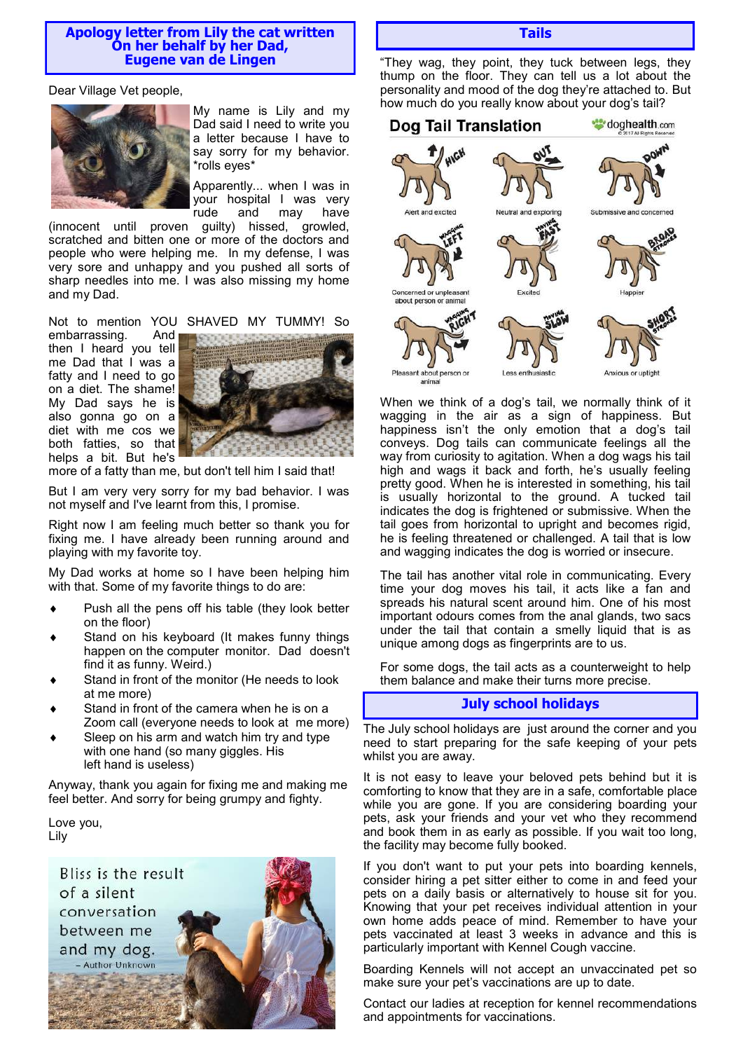## Apology letter from Lily the cat written On her behalf by her Dad, Eugene van de Lingen

Dear Village Vet people,

My name is Lily and my Dad said I need to write you a letter because I have to say sorry for my behavior. *rolls eyes*

Apparently... when I was in your hospital I was very rude and may have (innocent until proven guilty) hissed, growled, scratched and bitten one or more of the doctors and people who were helping me. In my defense, I was very sore and unhappy and you pushed all sorts of sharp needles into me. I was also missing my home and my Dad.

Not to mention YOU SHAVED MY TUMMY! So embarrassing. And then I heard you tell me Dad that I was a fatty and I need to go on a diet. The shame! My Dad says he is also gonna go on a diet with me cos we both fatties, so that helps a bit. But he's more of a fatty than me, but don't tell him I said that!

But I am very very sorry for my bad behavior. I was not myself and I've learnt from this, I promise.

Right now I am feeling much better so thank you for fixing me. I have already been running around and playing with my favorite toy.

My Dad works at home so I have been helping him with that. Some of my favorite things to do are:

- Push all the pens off his table (they look better on the floor)
- Stand on his keyboard (It makes funny things happen on the computer monitor. Dad doesn't find it as funny. Weird.)
- Stand in front of the monitor (He needs to look at me more)
- Stand in front of the camera when he is on a Zoom call (everyone needs to look at me more)
- Sleep on his arm and watch him try and type with one hand (so many giggles. His left hand is useless)

Anyway, thank you again for fixing me and making me feel better. And sorry for being grumpy and fighty.

Love you,
Lily

Bliss is the result of a silent conversation between me and my dog.
– Author Unknown

## Tails

"They wag, they point, they tuck between legs, they thump on the floor. They can tell us a lot about the personality and mood of the dog they're attached to. But how much do you really know about your dog's tail?

**Dog Tail Translation** (doghealth.com)

| | | |
|---|---|---|
| HIGH – Alert and excited | OUT – Neutral and exploring | DOWN – Submissive and concerned |
| WAGGING LEFT – Concerned or unpleasant about person or animal | MOVING FAST – Excited | BROAD STROKES – Happier |
| WAGGING RIGHT – Pleasant about person or animal | MOVING SLOW – Less enthusiastic | SHORT STROKES – Anxious or uptight |

When we think of a dog's tail, we normally think of it wagging in the air as a sign of happiness. But happiness isn't the only emotion that a dog's tail conveys. Dog tails can communicate feelings all the way from curiosity to agitation. When a dog wags his tail high and wags it back and forth, he's usually feeling pretty good. When he is interested in something, his tail is usually horizontal to the ground. A tucked tail indicates the dog is frightened or submissive. When the tail goes from horizontal to upright and becomes rigid, he is feeling threatened or challenged. A tail that is low and wagging indicates the dog is worried or insecure.

The tail has another vital role in communicating. Every time your dog moves his tail, it acts like a fan and spreads his natural scent around him. One of his most important odours comes from the anal glands, two sacs under the tail that contain a smelly liquid that is as unique among dogs as fingerprints are to us.

For some dogs, the tail acts as a counterweight to help them balance and make their turns more precise.

## July school holidays

The July school holidays are just around the corner and you need to start preparing for the safe keeping of your pets whilst you are away.

It is not easy to leave your beloved pets behind but it is comforting to know that they are in a safe, comfortable place while you are gone. If you are considering boarding your pets, ask your friends and your vet who they recommend and book them in as early as possible. If you wait too long, the facility may become fully booked.

If you don't want to put your pets into boarding kennels, consider hiring a pet sitter either to come in and feed your pets on a daily basis or alternatively to house sit for you. Knowing that your pet receives individual attention in your own home adds peace of mind. Remember to have your pets vaccinated at least 3 weeks in advance and this is particularly important with Kennel Cough vaccine.

Boarding Kennels will not accept an unvaccinated pet so make sure your pet's vaccinations are up to date.

Contact our ladies at reception for kennel recommendations and appointments for vaccinations.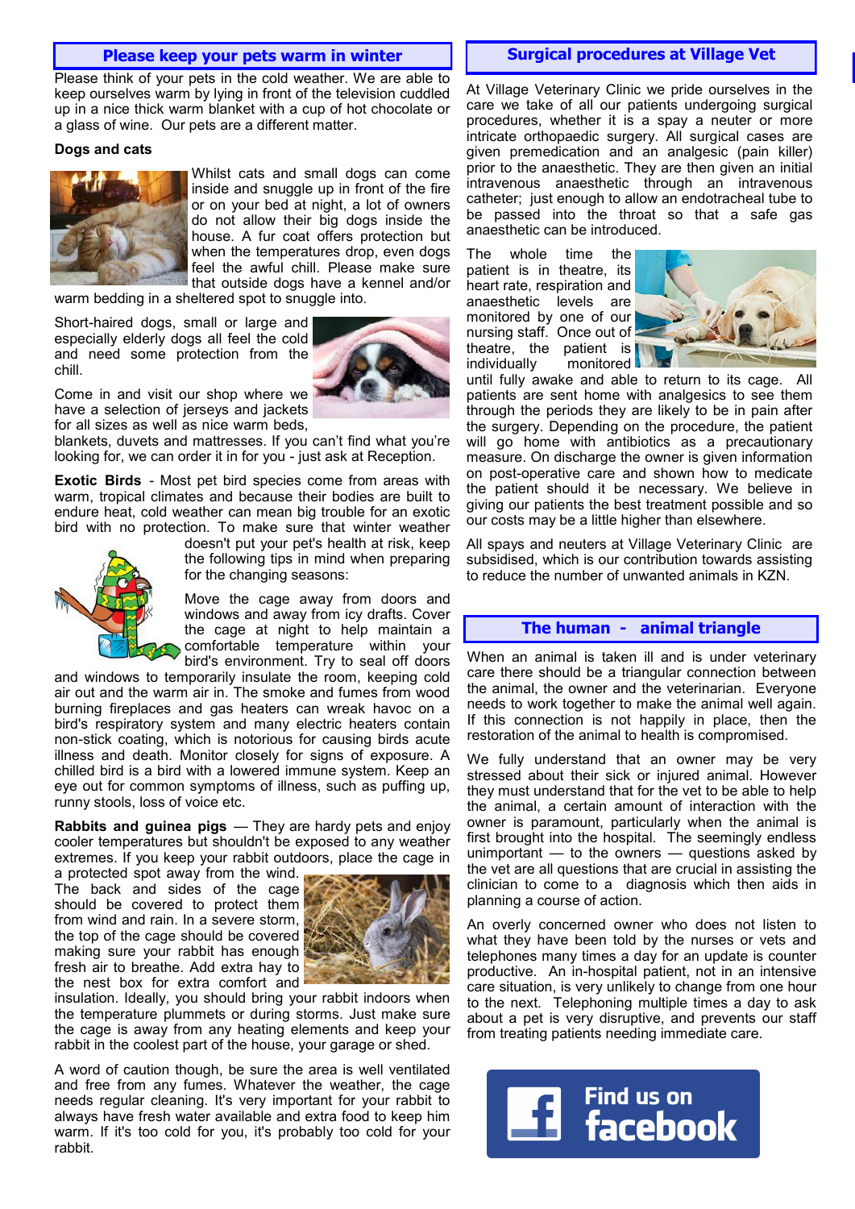## Please keep your pets warm in winter

Please think of your pets in the cold weather. We are able to keep ourselves warm by lying in front of the television cuddled up in a nice thick warm blanket with a cup of hot chocolate or a glass of wine. Our pets are a different matter.

**Dogs and cats**

Whilst cats and small dogs can come inside and snuggle up in front of the fire or on your bed at night, a lot of owners do not allow their big dogs inside the house. A fur coat offers protection but when the temperatures drop, even dogs feel the awful chill. Please make sure that outside dogs have a kennel and/or warm bedding in a sheltered spot to snuggle into.

Short-haired dogs, small or large and especially elderly dogs all feel the cold and need some protection from the chill.

Come in and visit our shop where we have a selection of jerseys and jackets for all sizes as well as nice warm beds, blankets, duvets and mattresses. If you can't find what you're looking for, we can order it in for you - just ask at Reception.

**Exotic Birds** - Most pet bird species come from areas with warm, tropical climates and because their bodies are built to endure heat, cold weather can mean big trouble for an exotic bird with no protection. To make sure that winter weather doesn't put your pet's health at risk, keep the following tips in mind when preparing for the changing seasons:

Move the cage away from doors and windows and away from icy drafts. Cover the cage at night to help maintain a comfortable temperature within your bird's environment. Try to seal off doors and windows to temporarily insulate the room, keeping cold air out and the warm air in. The smoke and fumes from wood burning fireplaces and gas heaters can wreak havoc on a bird's respiratory system and many electric heaters contain non-stick coating, which is notorious for causing birds acute illness and death. Monitor closely for signs of exposure. A chilled bird is a bird with a lowered immune system. Keep an eye out for common symptoms of illness, such as puffing up, runny stools, loss of voice etc.

**Rabbits and guinea pigs** — They are hardy pets and enjoy cooler temperatures but shouldn't be exposed to any weather extremes. If you keep your rabbit outdoors, place the cage in a protected spot away from the wind. The back and sides of the cage should be covered to protect them from wind and rain. In a severe storm, the top of the cage should be covered making sure your rabbit has enough fresh air to breathe. Add extra hay to the nest box for extra comfort and insulation. Ideally, you should bring your rabbit indoors when the temperature plummets or during storms. Just make sure the cage is away from any heating elements and keep your rabbit in the coolest part of the house, your garage or shed.

A word of caution though, be sure the area is well ventilated and free from any fumes. Whatever the weather, the cage needs regular cleaning. It's very important for your rabbit to always have fresh water available and extra food to keep him warm. If it's too cold for you, it's probably too cold for your rabbit.

## Surgical procedures at Village Vet

At Village Veterinary Clinic we pride ourselves in the care we take of all our patients undergoing surgical procedures, whether it is a spay a neuter or more intricate orthopaedic surgery. All surgical cases are given premedication and an analgesic (pain killer) prior to the anaesthetic. They are then given an initial intravenous anaesthetic through an intravenous catheter; just enough to allow an endotracheal tube to be passed into the throat so that a safe gas anaesthetic can be introduced.

The whole time the patient is in theatre, its heart rate, respiration and anaesthetic levels are monitored by one of our nursing staff. Once out of theatre, the patient is individually monitored until fully awake and able to return to its cage. All patients are sent home with analgesics to see them through the periods they are likely to be in pain after the surgery. Depending on the procedure, the patient will go home with antibiotics as a precautionary measure. On discharge the owner is given information on post-operative care and shown how to medicate the patient should it be necessary. We believe in giving our patients the best treatment possible and so our costs may be a little higher than elsewhere.

All spays and neuters at Village Veterinary Clinic are subsidised, which is our contribution towards assisting to reduce the number of unwanted animals in KZN.

## The human - animal triangle

When an animal is taken ill and is under veterinary care there should be a triangular connection between the animal, the owner and the veterinarian. Everyone needs to work together to make the animal well again. If this connection is not happily in place, then the restoration of the animal to health is compromised.

We fully understand that an owner may be very stressed about their sick or injured animal. However they must understand that for the vet to be able to help the animal, a certain amount of interaction with the owner is paramount, particularly when the animal is first brought into the hospital. The seemingly endless unimportant — to the owners — questions asked by the vet are all questions that are crucial in assisting the clinician to come to a diagnosis which then aids in planning a course of action.

An overly concerned owner who does not listen to what they have been told by the nurses or vets and telephones many times a day for an update is counter productive. An in-hospital patient, not in an intensive care situation, is very unlikely to change from one hour to the next. Telephoning multiple times a day to ask about a pet is very disruptive, and prevents our staff from treating patients needing immediate care.

Find us on facebook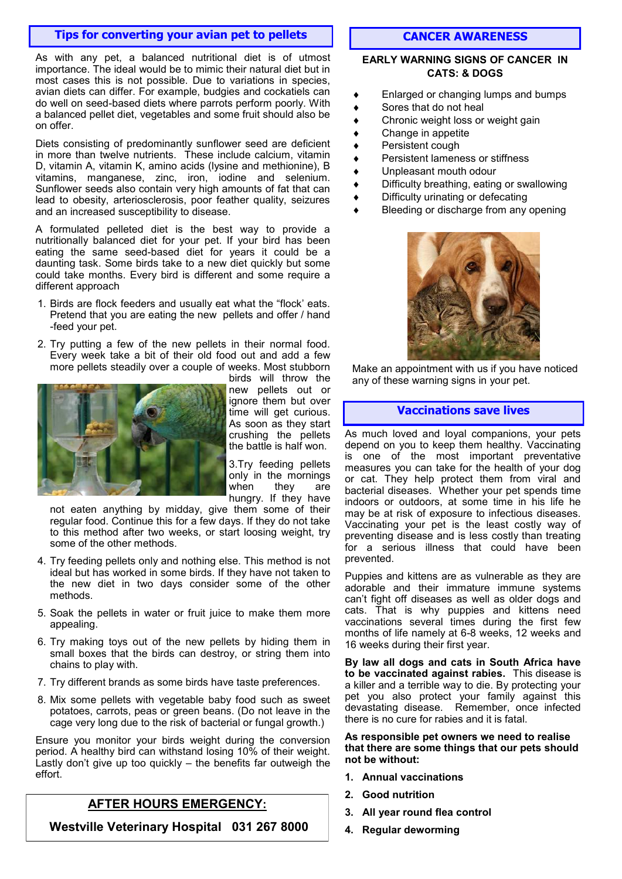## Tips for converting your avian pet to pellets

As with any pet, a balanced nutritional diet is of utmost importance. The ideal would be to mimic their natural diet but in most cases this is not possible. Due to variations in species, avian diets can differ. For example, budgies and cockatiels can do well on seed-based diets where parrots perform poorly. With a balanced pellet diet, vegetables and some fruit should also be on offer.

Diets consisting of predominantly sunflower seed are deficient in more than twelve nutrients. These include calcium, vitamin D, vitamin A, vitamin K, amino acids (lysine and methionine), B vitamins, manganese, zinc, iron, iodine and selenium. Sunflower seeds also contain very high amounts of fat that can lead to obesity, arteriosclerosis, poor feather quality, seizures and an increased susceptibility to disease.

A formulated pelleted diet is the best way to provide a nutritionally balanced diet for your pet. If your bird has been eating the same seed-based diet for years it could be a daunting task. Some birds take to a new diet quickly but some could take months. Every bird is different and some require a different approach

1. Birds are flock feeders and usually eat what the "flock' eats. Pretend that you are eating the new pellets and offer / hand -feed your pet.
2. Try putting a few of the new pellets in their normal food. Every week take a bit of their old food out and add a few more pellets steadily over a couple of weeks. Most stubborn birds will throw the new pellets out or ignore them but over time will get curious. As soon as they start crushing the pellets the battle is half won.
3. Try feeding pellets only in the mornings when they are hungry. If they have not eaten anything by midday, give them some of their regular food. Continue this for a few days. If they do not take to this method after two weeks, or start loosing weight, try some of the other methods.
4. Try feeding pellets only and nothing else. This method is not ideal but has worked in some birds. If they have not taken to the new diet in two days consider some of the other methods.
5. Soak the pellets in water or fruit juice to make them more appealing.
6. Try making toys out of the new pellets by hiding them in small boxes that the birds can destroy, or string them into chains to play with.
7. Try different brands as some birds have taste preferences.
8. Mix some pellets with vegetable baby food such as sweet potatoes, carrots, peas or green beans. (Do not leave in the cage very long due to the risk of bacterial or fungal growth.)

Ensure you monitor your birds weight during the conversion period. A healthy bird can withstand losing 10% of their weight. Lastly don't give up too quickly – the benefits far outweigh the effort.

## AFTER HOURS EMERGENCY:

**Westville Veterinary Hospital 031 267 8000**

## CANCER AWARENESS

**EARLY WARNING SIGNS OF CANCER IN CATS: & DOGS**

- Enlarged or changing lumps and bumps
- Sores that do not heal
- Chronic weight loss or weight gain
- Change in appetite
- Persistent cough
- Persistent lameness or stiffness
- Unpleasant mouth odour
- Difficulty breathing, eating or swallowing
- Difficulty urinating or defecating
- Bleeding or discharge from any opening

Make an appointment with us if you have noticed any of these warning signs in your pet.

## Vaccinations save lives

As much loved and loyal companions, your pets depend on you to keep them healthy. Vaccinating is one of the most important preventative measures you can take for the health of your dog or cat. They help protect them from viral and bacterial diseases. Whether your pet spends time indoors or outdoors, at some time in his life he may be at risk of exposure to infectious diseases. Vaccinating your pet is the least costly way of preventing disease and is less costly than treating for a serious illness that could have been prevented.

Puppies and kittens are as vulnerable as they are adorable and their immature immune systems can't fight off diseases as well as older dogs and cats. That is why puppies and kittens need vaccinations several times during the first few months of life namely at 6-8 weeks, 12 weeks and 16 weeks during their first year.

**By law all dogs and cats in South Africa have to be vaccinated against rabies.** This disease is a killer and a terrible way to die. By protecting your pet you also protect your family against this devastating disease. Remember, once infected there is no cure for rabies and it is fatal.

**As responsible pet owners we need to realise that there are some things that our pets should not be without:**

1. **Annual vaccinations**
2. **Good nutrition**
3. **All year round flea control**
4. **Regular deworming**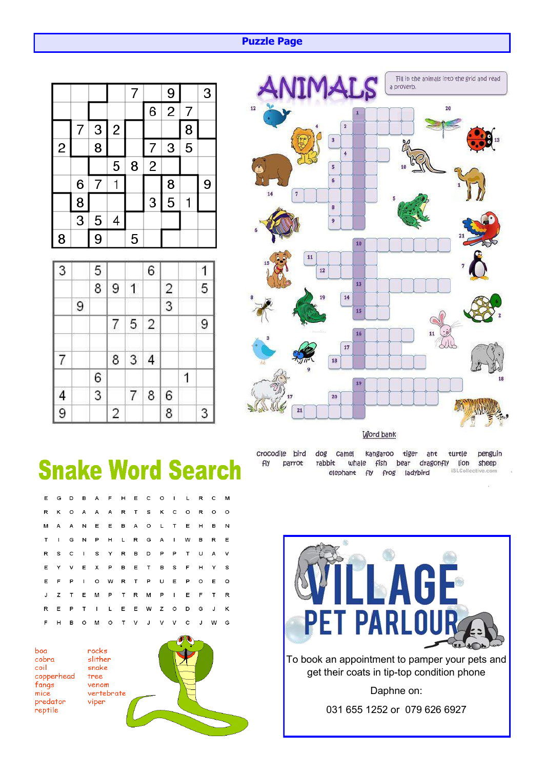## Puzzle Page

| | | | | | | | | |
|---|---|---|---|---|---|---|---|---|
| | | | | 7 | | 9 | | 3 |
| | | | | | 6 | 2 | 7 | |
| | 7 | 3 | 2 | | | | 8 | |
| 2 | | 8 | | | 7 | 3 | 5 | |
| | | | 5 | 8 | 2 | | | |
| | 6 | 7 | 1 | | | 8 | | 9 |
| | 8 | | | | 3 | 5 | 1 | |
| | 3 | 5 | 4 | | | | | |
| 8 | | 9 | | 5 | | | | |

| | | | | | | | | |
|---|---|---|---|---|---|---|---|---|
| 3 | | 5 | | | 6 | | | 1 |
| | | 8 | 9 | 1 | | 2 | | 5 |
| | 9 | | | | | 3 | | |
| | | | 7 | 5 | 2 | | | 9 |
| | | | | | | | | |
| 7 | | | 8 | 3 | 4 | | | |
| | | 6 | | | | | 1 | |
| 4 | | 3 | | 7 | 8 | 6 | | |
| 9 | | | 2 | | | 8 | | 3 |

# ANIMALS

Fill in the animals into the grid and read a proverb.

**Word bank**

crocodile, bird, dog, camel, kangaroo, tiger, ant, turtle, penguin, fly, parrot, rabbit, whale, fish, bear, dragonfly, lion, sheep, elephant, fly, frog, ladybird

# Snake Word Search

| | | | | | | | | | | | | | | |
|---|---|---|---|---|---|---|---|---|---|---|---|---|---|---|
| E | G | D | B | A | F | H | E | C | O | I | L | R | C | M |
| R | K | O | A | A | A | R | T | S | K | C | O | R | O | O |
| M | A | A | N | E | E | B | A | O | L | T | E | H | B | N |
| T | I | G | N | P | H | L | R | G | A | I | W | B | R | E |
| R | S | C | I | S | Y | R | B | D | P | P | T | U | A | V |
| E | Y | V | E | X | P | B | E | T | B | S | F | H | Y | S |
| E | F | P | I | O | W | R | T | P | U | E | P | O | E | Q |
| J | Z | T | E | M | P | T | R | M | P | I | E | F | T | R |
| R | E | P | T | I | L | E | E | W | Z | O | D | G | J | K |
| F | H | B | O | M | O | T | V | J | V | V | C | J | W | G |

boa
cobra
coil
copperhead
fangs
mice
predator
reptile
rocks
slither
snake
tree
venom
vertebrate
viper

## VILLAGE PET PARLOUR

To book an appointment to pamper your pets and get their coats in tip-top condition phone

Daphne on:

031 655 1252 or 079 626 6927